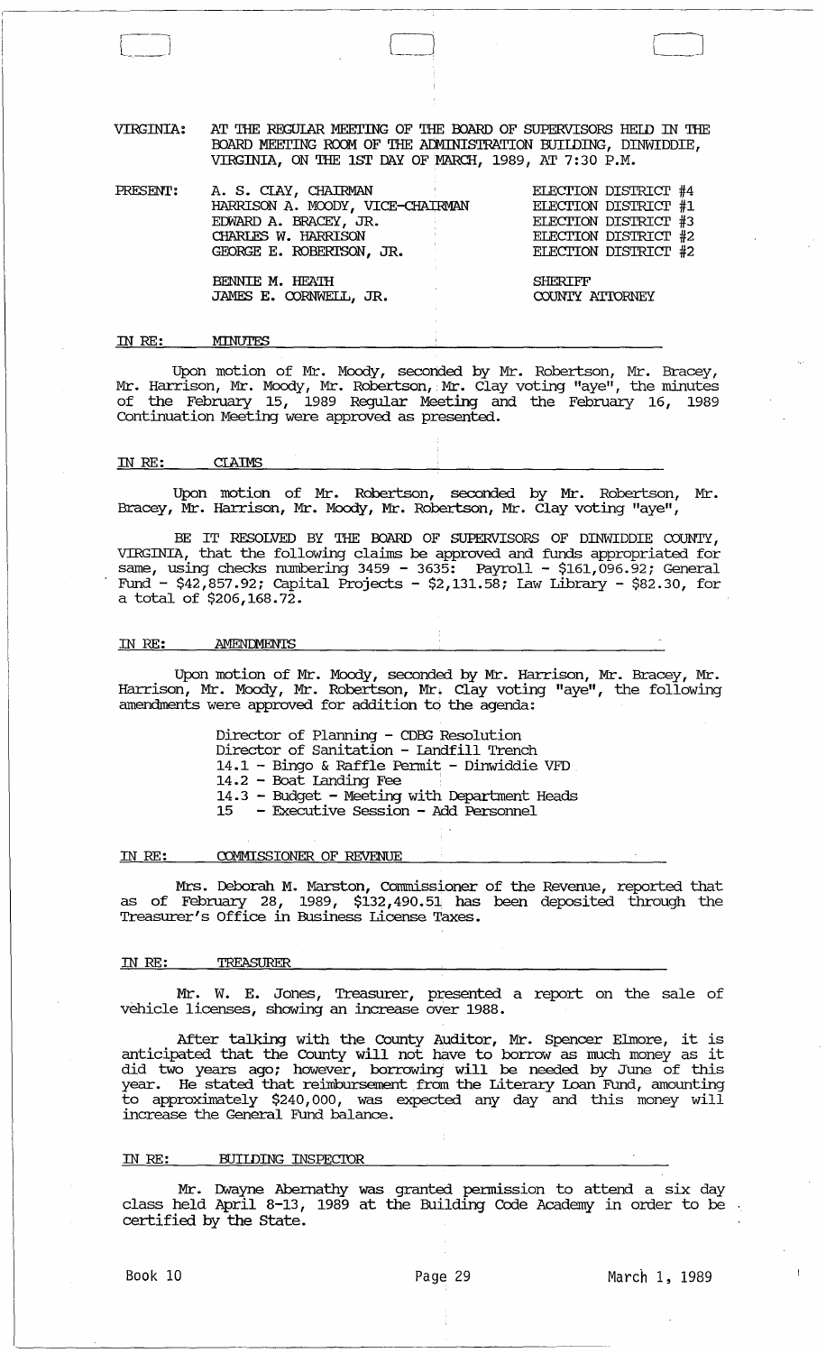VIRGINIA: AT THE REGULAR MEETING OF THE BOARD OF SUPERVISORS HELD IN THE BOARD MEETING ROOM OF THE ADMINISTRATION BUILDING, DINWIDDIE, VIRGINIA, ON THE 1ST DAY OF MARCH, 1989, AT 7:30 P.M.

| PRESENT: | | |
|---|---|---|
| | A. S. CLAY, CHAIRMAN | ELECTION DISTRICT #4 |
| | HARRISON A. MOODY, VICE-CHAIRMAN | ELECTION DISTRICT #1 |
| | EDWARD A. BRACEY, JR. | ELECTION DISTRICT #3 |
| | CHARLES W. HARRISON | ELECTION DISTRICT #2 |
| | GEORGE E. ROBERTSON, JR. | ELECTION DISTRICT #2 |
| | BENNIE M. HEATH | SHERIFF |
| | JAMES E. CORNWELL, JR. | COUNTY ATTORNEY |

IN RE: MINUTES

Upon motion of Mr. Moody, seconded by Mr. Robertson, Mr. Bracey, Mr. Harrison, Mr. Moody, Mr. Robertson, Mr. Clay voting "aye", the minutes of the February 15, 1989 Regular Meeting and the February 16, 1989 Continuation Meeting were approved as presented.

IN RE: CLAIMS

Upon motion of Mr. Robertson, seconded by Mr. Robertson, Mr. Bracey, Mr. Harrison, Mr. Moody, Mr. Robertson, Mr. Clay voting "aye",

BE IT RESOLVED BY THE BOARD OF SUPERVISORS OF DINWIDDIE COUNTY, VIRGINIA, that the following claims be approved and funds appropriated for same, using checks numbering 3459 - 3635: Payroll - $161,096.92; General Fund - $42,857.92; Capital Projects - $2,131.58; Law Library - $82.30, for a total of $206,168.72.

IN RE: AMENDMENTS

Upon motion of Mr. Moody, seconded by Mr. Harrison, Mr. Bracey, Mr. Harrison, Mr. Moody, Mr. Robertson, Mr. Clay voting "aye", the following amendments were approved for addition to the agenda:

Director of Planning - CDBG Resolution
Director of Sanitation - Landfill Trench
14.1 - Bingo & Raffle Permit - Dinwiddie VFD
14.2 - Boat Landing Fee
14.3 - Budget - Meeting with Department Heads
15 - Executive Session - Add Personnel

IN RE: COMMISSIONER OF REVENUE

Mrs. Deborah M. Marston, Commissioner of the Revenue, reported that as of February 28, 1989, $132,490.51 has been deposited through the Treasurer's Office in Business License Taxes.

IN RE: TREASURER

Mr. W. E. Jones, Treasurer, presented a report on the sale of vehicle licenses, showing an increase over 1988.

After talking with the County Auditor, Mr. Spencer Elmore, it is anticipated that the County will not have to borrow as much money as it did two years ago; however, borrowing will be needed by June of this year. He stated that reimbursement from the Literary Loan Fund, amounting to approximately $240,000, was expected any day and this money will increase the General Fund balance.

IN RE: BUILDING INSPECTOR

Mr. Dwayne Abernathy was granted permission to attend a six day class held April 8-13, 1989 at the Building Code Academy in order to be certified by the State.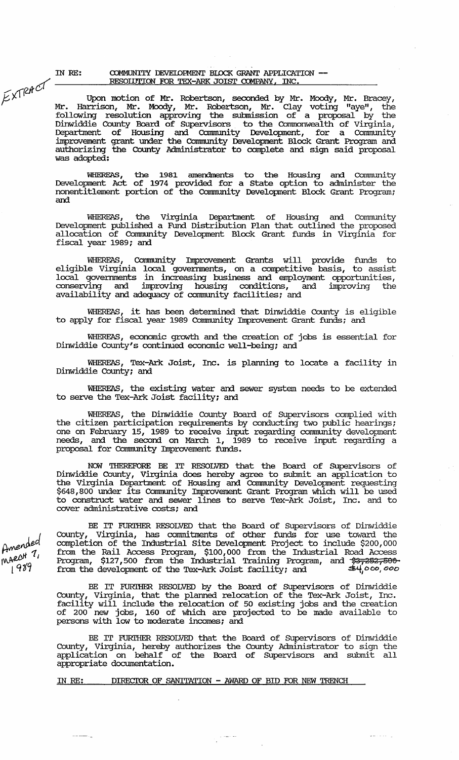EXTRACT

IN RE: COMMUNITY DEVELOPMENT BLOCK GRANT APPLICATION -- RESOLUTION FOR TEX-ARK JOIST COMPANY, INC.

Upon motion of Mr. Robertson, seconded by Mr. Moody, Mr. Bracey, Mr. Harrison, Mr. Moody, Mr. Robertson, Mr. Clay voting "aye", the following resolution approving the submission of a proposal by the Dinwiddie County Board of Supervisors to the Commonwealth of Virginia, Department of Housing and Community Development, for a Community improvement grant under the Community Development Block Grant Program and authorizing the County Administrator to complete and sign said proposal was adopted:

WHEREAS, the 1981 amendments to the Housing and Community Development Act of 1974 provided for a State option to administer the nonentitlement portion of the Community Development Block Grant Program; and

WHEREAS, the Virginia Department of Housing and Community Development published a Fund Distribution Plan that outlined the proposed allocation of Community Development Block Grant funds in Virginia for fiscal year 1989; and

WHEREAS, Community Improvement Grants will provide funds to eligible Virginia local governments, on a competitive basis, to assist local governments in increasing business and employment opportunities, conserving and improving housing conditions, and improving the availability and adequacy of community facilities; and

WHEREAS, it has been determined that Dinwiddie County is eligible to apply for fiscal year 1989 Community Improvement Grant funds; and

WHEREAS, economic growth and the creation of jobs is essential for Dinwiddie County's continued economic well-being; and

WHEREAS, Tex-Ark Joist, Inc. is planning to locate a facility in Dinwiddie County; and

WHEREAS, the existing water and sewer system needs to be extended to serve the Tex-Ark Joist facility; and

WHEREAS, the Dinwiddie County Board of Supervisors complied with the citizen participation requirements by conducting two public hearings; one on February 15, 1989 to receive input regarding community development needs, and the second on March 1, 1989 to receive input regarding a proposal for Community Improvement funds.

NOW THEREFORE BE IT RESOLVED that the Board of Supervisors of Dinwiddie County, Virginia does hereby agree to submit an application to the Virginia Department of Housing and Community Development requesting $648,800 under its Community Improvement Grant Program which will be used to construct water and sewer lines to serve Tex-Ark Joist, Inc. and to cover administrative costs; and

Amended March 7, 1989

BE IT FURTHER RESOLVED that the Board of Supervisors of Dinwiddie County, Virginia, has commitments of other funds for use toward the completion of the Industrial Site Development Project to include $200,000 from the Rail Access Program, $100,000 from the Industrial Road Access Program, $127,500 from the Industrial Training Program, and ~~$3,252,500~~ $4,000,000 from the development of the Tex-Ark Joist facility; and

BE IT FURTHER RESOLVED by the Board of Supervisors of Dinwiddie County, Virginia, that the planned relocation of the Tex-Ark Joist, Inc. facility will include the relocation of 50 existing jobs and the creation of 200 new jobs, 160 of which are projected to be made available to persons with low to moderate incomes; and

BE IT FURTHER RESOLVED that the Board of Supervisors of Dinwiddie County, Virginia, hereby authorizes the County Administrator to sign the application on behalf of the Board of Supervisors and submit all appropriate documentation.

IN RE: DIRECTOR OF SANITATION - AWARD OF BID FOR NEW TRENCH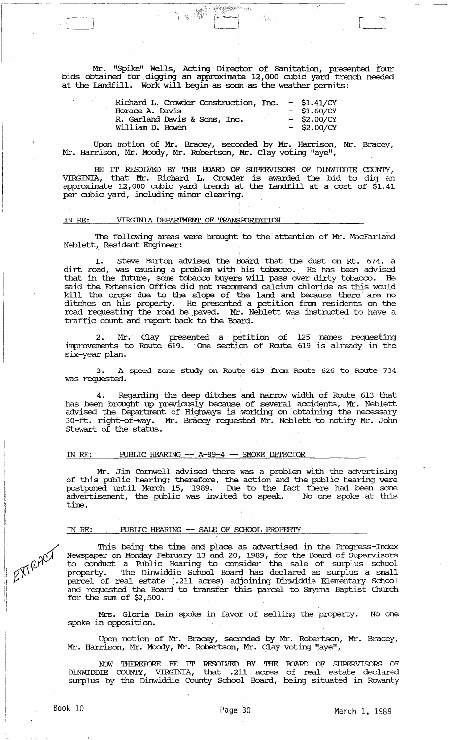Mr. "Spike" Wells, Acting Director of Sanitation, presented four bids obtained for digging an approximate 12,000 cubic yard trench needed at the Landfill. Work will begin as soon as the weather permits:

| | |
|---|---|
| Richard L. Crowder Construction, Inc. | - $1.41/CY |
| Horace A. Davis | - $1.60/CY |
| R. Garland Davis & Sons, Inc. | - $2.00/CY |
| William D. Bowen | - $2.00/CY |

Upon motion of Mr. Bracey, seconded by Mr. Harrison, Mr. Bracey, Mr. Harrison, Mr. Moody, Mr. Robertson, Mr. Clay voting "aye",

BE IT RESOLVED BY THE BOARD OF SUPERVISORS OF DINWIDDIE COUNTY, VIRGINIA, that Mr. Richard L. Crowder is awarded the bid to dig an approximate 12,000 cubic yard trench at the Landfill at a cost of $1.41 per cubic yard, including minor clearing.

IN RE: VIRGINIA DEPARTMENT OF TRANSPORTATION

The following areas were brought to the attention of Mr. MacFarland Neblett, Resident Engineer:

1. Steve Burton advised the Board that the dust on Rt. 674, a dirt road, was causing a problem with his tobacco. He has been advised that in the future, some tobacco buyers will pass over dirty tobacco. He said the Extension Office did not recommend calcium chloride as this would kill the crops due to the slope of the land and because there are no ditches on his property. He presented a petition from residents on the road requesting the road be paved. Mr. Neblett was instructed to have a traffic count and report back to the Board.

2. Mr. Clay presented a petition of 125 names requesting improvements to Route 619. One section of Route 619 is already in the six-year plan.

3. A speed zone study on Route 619 from Route 626 to Route 734 was requested.

4. Regarding the deep ditches and narrow width of Route 613 that has been brought up previously because of several accidents, Mr. Neblett advised the Department of Highways is working on obtaining the necessary 30-ft. right-of-way. Mr. Bracey requested Mr. Neblett to notify Mr. John Stewart of the status.

IN RE: PUBLIC HEARING -- A-89-4 -- SMOKE DETECTOR

Mr. Jim Cornwell advised there was a problem with the advertising of this public hearing; therefore, the action and the public hearing were postponed until March 15, 1989. Due to the fact there had been some advertisement, the public was invited to speak. No one spoke at this time.

IN RE: PUBLIC HEARING -- SALE OF SCHOOL PROPERTY

EXTRACT

This being the time and place as advertised in the Progress-Index Newspaper on Monday February 13 and 20, 1989, for the Board of Supervisors to conduct a Public Hearing to consider the sale of surplus school property. The Dinwiddie School Board has declared as surplus a small parcel of real estate (.211 acres) adjoining Dinwiddie Elementary School and requested the Board to transfer this parcel to Smyrna Baptist Church for the sum of $2,500.

Mrs. Gloria Bain spoke in favor of selling the property. No one spoke in opposition.

Upon motion of Mr. Bracey, seconded by Mr. Robertson, Mr. Bracey, Mr. Harrison, Mr. Moody, Mr. Robertson, Mr. Clay voting "aye",

NOW THEREFORE BE IT RESOLVED BY THE BOARD OF SUPERVISORS OF DINWIDDIE COUNTY, VIRGINIA, that .211 acres of real estate declared surplus by the Dinwiddie County School Board, being situated in Rowanty

Book 10 Page 30 March 1, 1989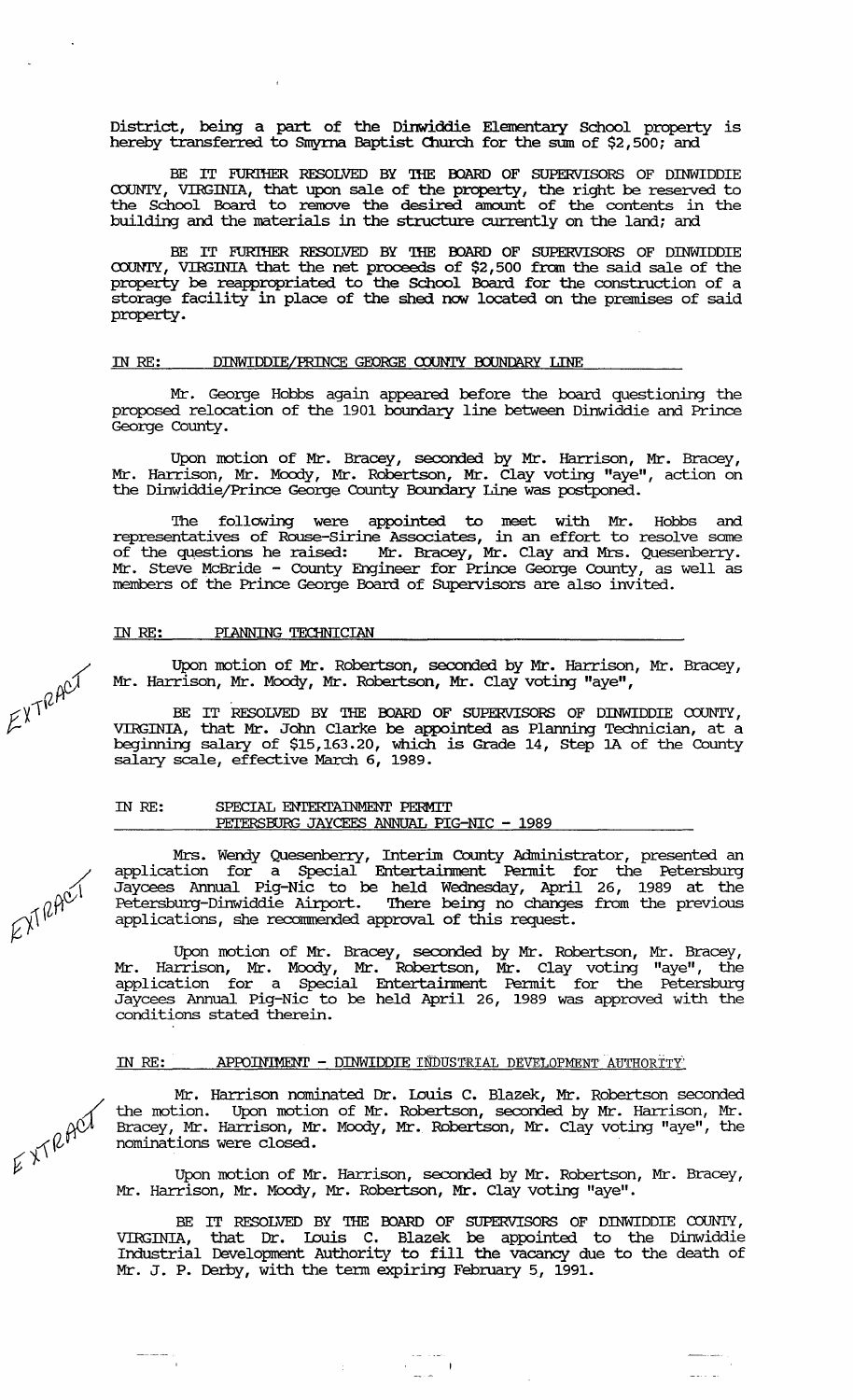District, being a part of the Dinwiddie Elementary School property is hereby transferred to Smyrna Baptist Church for the sum of $2,500; and

BE IT FURTHER RESOLVED BY THE BOARD OF SUPERVISORS OF DINWIDDIE COUNTY, VIRGINIA, that upon sale of the property, the right be reserved to the School Board to remove the desired amount of the contents in the building and the materials in the structure currently on the land; and

BE IT FURTHER RESOLVED BY THE BOARD OF SUPERVISORS OF DINWIDDIE COUNTY, VIRGINIA that the net proceeds of $2,500 from the said sale of the property be reappropriated to the School Board for the construction of a storage facility in place of the shed now located on the premises of said property.

IN RE: DINWIDDIE/PRINCE GEORGE COUNTY BOUNDARY LINE

Mr. George Hobbs again appeared before the board questioning the proposed relocation of the 1901 boundary line between Dinwiddie and Prince George County.

Upon motion of Mr. Bracey, seconded by Mr. Harrison, Mr. Bracey, Mr. Harrison, Mr. Moody, Mr. Robertson, Mr. Clay voting "aye", action on the Dinwiddie/Prince George County Boundary Line was postponed.

The following were appointed to meet with Mr. Hobbs and representatives of Rouse-Sirine Associates, in an effort to resolve some of the questions he raised: Mr. Bracey, Mr. Clay and Mrs. Quesenberry. Mr. Steve McBride - County Engineer for Prince George County, as well as members of the Prince George Board of Supervisors are also invited.

IN RE: PLANNING TECHNICIAN

EXTRACT

Upon motion of Mr. Robertson, seconded by Mr. Harrison, Mr. Bracey, Mr. Harrison, Mr. Moody, Mr. Robertson, Mr. Clay voting "aye",

BE IT RESOLVED BY THE BOARD OF SUPERVISORS OF DINWIDDIE COUNTY, VIRGINIA, that Mr. John Clarke be appointed as Planning Technician, at a beginning salary of $15,163.20, which is Grade 14, Step 1A of the County salary scale, effective March 6, 1989.

IN RE: SPECIAL ENTERTAINMENT PERMIT
PETERSBURG JAYCEES ANNUAL PIG-NIC - 1989

EXTRACT

Mrs. Wendy Quesenberry, Interim County Administrator, presented an application for a Special Entertainment Permit for the Petersburg Jaycees Annual Pig-Nic to be held Wednesday, April 26, 1989 at the Petersburg-Dinwiddie Airport. There being no changes from the previous applications, she recommended approval of this request.

Upon motion of Mr. Bracey, seconded by Mr. Robertson, Mr. Bracey, Mr. Harrison, Mr. Moody, Mr. Robertson, Mr. Clay voting "aye", the application for a Special Entertainment Permit for the Petersburg Jaycees Annual Pig-Nic to be held April 26, 1989 was approved with the conditions stated therein.

IN RE: APPOINTMENT - DINWIDDIE INDUSTRIAL DEVELOPMENT AUTHORITY

EXTRACT

Mr. Harrison nominated Dr. Louis C. Blazek, Mr. Robertson seconded the motion. Upon motion of Mr. Robertson, seconded by Mr. Harrison, Mr. Bracey, Mr. Harrison, Mr. Moody, Mr. Robertson, Mr. Clay voting "aye", the nominations were closed.

Upon motion of Mr. Harrison, seconded by Mr. Robertson, Mr. Bracey, Mr. Harrison, Mr. Moody, Mr. Robertson, Mr. Clay voting "aye".

BE IT RESOLVED BY THE BOARD OF SUPERVISORS OF DINWIDDIE COUNTY, VIRGINIA, that Dr. Louis C. Blazek be appointed to the Dinwiddie Industrial Development Authority to fill the vacancy due to the death of Mr. J. P. Derby, with the term expiring February 5, 1991.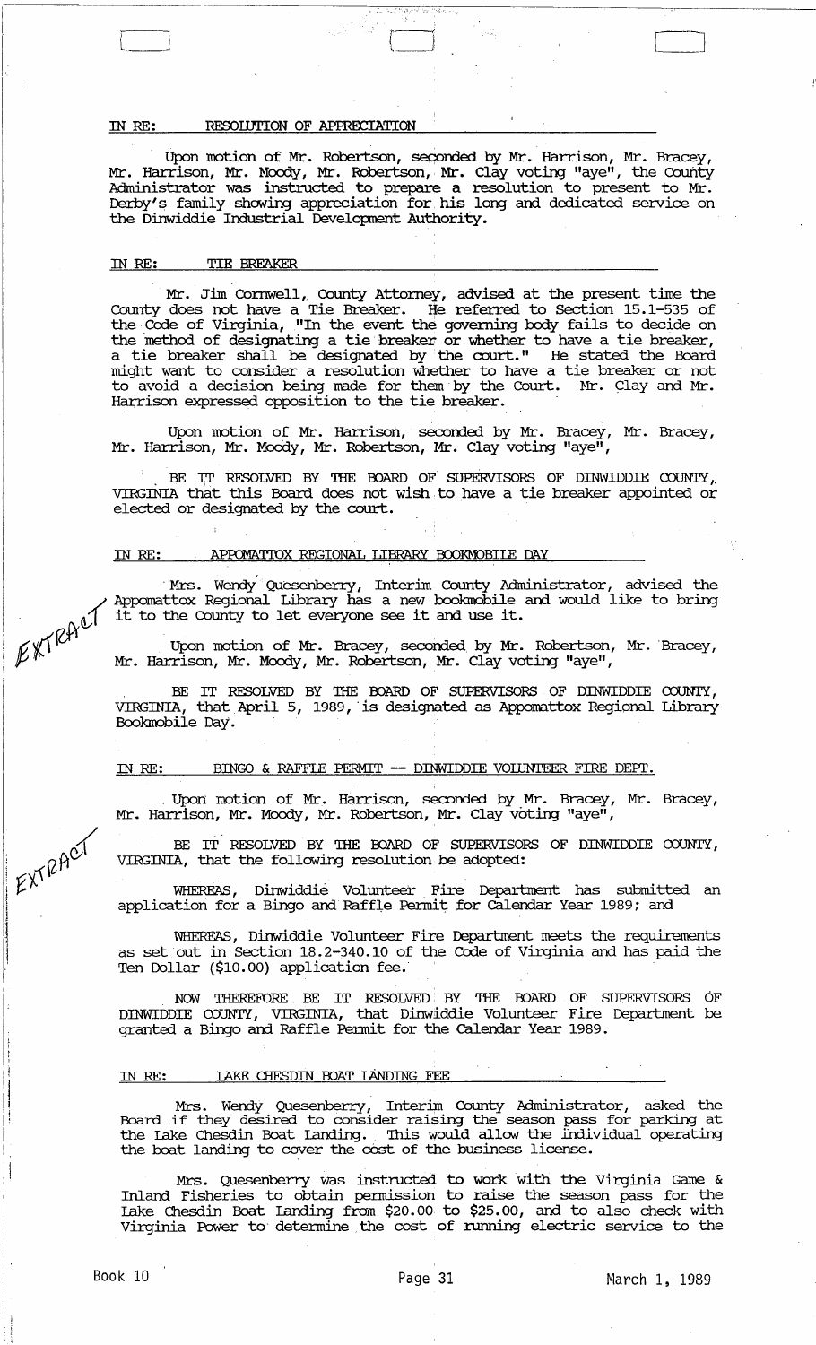IN RE: RESOLUTION OF APPRECIATION

Upon motion of Mr. Robertson, seconded by Mr. Harrison, Mr. Bracey, Mr. Harrison, Mr. Moody, Mr. Robertson, Mr. Clay voting "aye", the County Administrator was instructed to prepare a resolution to present to Mr. Derby's family showing appreciation for his long and dedicated service on the Dinwiddie Industrial Development Authority.

IN RE: TIE BREAKER

Mr. Jim Cornwell, County Attorney, advised at the present time the County does not have a Tie Breaker. He referred to Section 15.1-535 of the Code of Virginia, "In the event the governing body fails to decide on the method of designating a tie breaker or whether to have a tie breaker, a tie breaker shall be designated by the court." He stated the Board might want to consider a resolution whether to have a tie breaker or not to avoid a decision being made for them by the Court. Mr. Clay and Mr. Harrison expressed opposition to the tie breaker.

Upon motion of Mr. Harrison, seconded by Mr. Bracey, Mr. Bracey, Mr. Harrison, Mr. Moody, Mr. Robertson, Mr. Clay voting "aye",

BE IT RESOLVED BY THE BOARD OF SUPERVISORS OF DINWIDDIE COUNTY, VIRGINIA that this Board does not wish to have a tie breaker appointed or elected or designated by the court.

IN RE: APPOMATTOX REGIONAL LIBRARY BOOKMOBILE DAY

EXTRACT

Mrs. Wendy Quesenberry, Interim County Administrator, advised the Appomattox Regional Library has a new bookmobile and would like to bring it to the County to let everyone see it and use it.

Upon motion of Mr. Bracey, seconded by Mr. Robertson, Mr. Bracey, Mr. Harrison, Mr. Moody, Mr. Robertson, Mr. Clay voting "aye",

BE IT RESOLVED BY THE BOARD OF SUPERVISORS OF DINWIDDIE COUNTY, VIRGINIA, that April 5, 1989, is designated as Appomattox Regional Library Bookmobile Day.

IN RE: BINGO & RAFFLE PERMIT -- DINWIDDIE VOLUNTEER FIRE DEPT.

EXTRACT

Upon motion of Mr. Harrison, seconded by Mr. Bracey, Mr. Bracey, Mr. Harrison, Mr. Moody, Mr. Robertson, Mr. Clay voting "aye",

BE IT RESOLVED BY THE BOARD OF SUPERVISORS OF DINWIDDIE COUNTY, VIRGINIA, that the following resolution be adopted:

WHEREAS, Dinwiddie Volunteer Fire Department has submitted an application for a Bingo and Raffle Permit for Calendar Year 1989; and

WHEREAS, Dinwiddie Volunteer Fire Department meets the requirements as set out in Section 18.2-340.10 of the Code of Virginia and has paid the Ten Dollar ($10.00) application fee.

NOW THEREFORE BE IT RESOLVED BY THE BOARD OF SUPERVISORS OF DINWIDDIE COUNTY, VIRGINIA, that Dinwiddie Volunteer Fire Department be granted a Bingo and Raffle Permit for the Calendar Year 1989.

IN RE: LAKE CHESDIN BOAT LANDING FEE

Mrs. Wendy Quesenberry, Interim County Administrator, asked the Board if they desired to consider raising the season pass for parking at the Lake Chesdin Boat Landing. This would allow the individual operating the boat landing to cover the cost of the business license.

Mrs. Quesenberry was instructed to work with the Virginia Game & Inland Fisheries to obtain permission to raise the season pass for the Lake Chesdin Boat Landing from $20.00 to $25.00, and to also check with Virginia Power to determine the cost of running electric service to the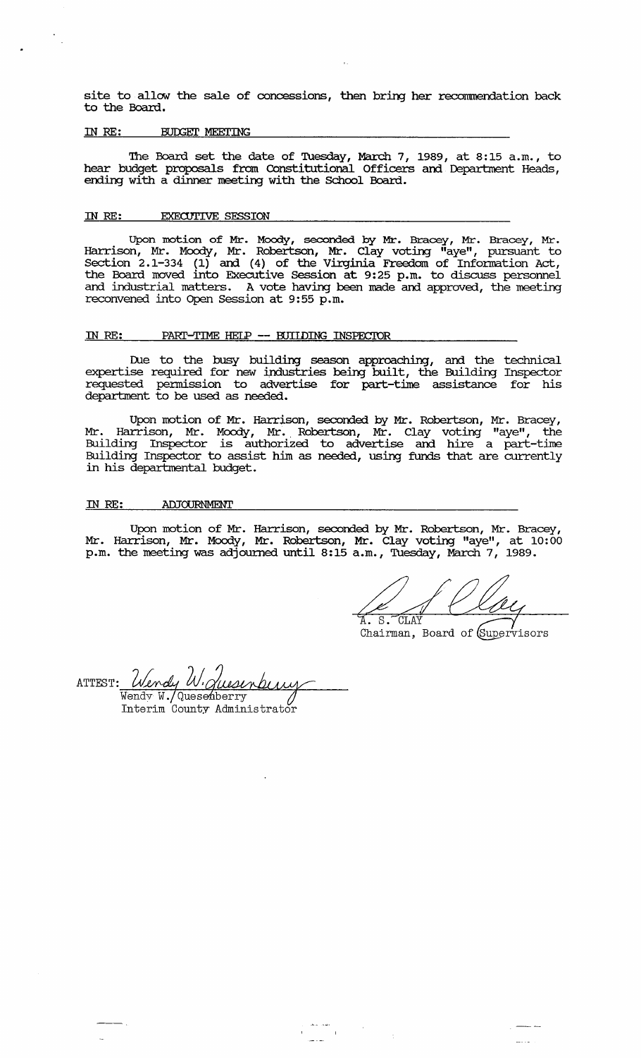site to allow the sale of concessions, then bring her recommendation back to the Board.

IN RE: BUDGET MEETING

The Board set the date of Tuesday, March 7, 1989, at 8:15 a.m., to hear budget proposals from Constitutional Officers and Department Heads, ending with a dinner meeting with the School Board.

IN RE: EXECUTIVE SESSION

Upon motion of Mr. Moody, seconded by Mr. Bracey, Mr. Bracey, Mr. Harrison, Mr. Moody, Mr. Robertson, Mr. Clay voting "aye", pursuant to Section 2.1-334 (1) and (4) of the Virginia Freedom of Information Act, the Board moved into Executive Session at 9:25 p.m. to discuss personnel and industrial matters. A vote having been made and approved, the meeting reconvened into Open Session at 9:55 p.m.

IN RE: PART-TIME HELP -- BUILDING INSPECTOR

Due to the busy building season approaching, and the technical expertise required for new industries being built, the Building Inspector requested permission to advertise for part-time assistance for his department to be used as needed.

Upon motion of Mr. Harrison, seconded by Mr. Robertson, Mr. Bracey, Mr. Harrison, Mr. Moody, Mr. Robertson, Mr. Clay voting "aye", the Building Inspector is authorized to advertise and hire a part-time Building Inspector to assist him as needed, using funds that are currently in his departmental budget.

IN RE: ADJOURNMENT

Upon motion of Mr. Harrison, seconded by Mr. Robertson, Mr. Bracey, Mr. Harrison, Mr. Moody, Mr. Robertson, Mr. Clay voting "aye", at 10:00 p.m. the meeting was adjourned until 8:15 a.m., Tuesday, March 7, 1989.

A. S. Clay
A. S. CLAY
Chairman, Board of Supervisors

ATTEST: Wendy W. Quesenberry
Wendy W. Quesenberry
Interim County Administrator